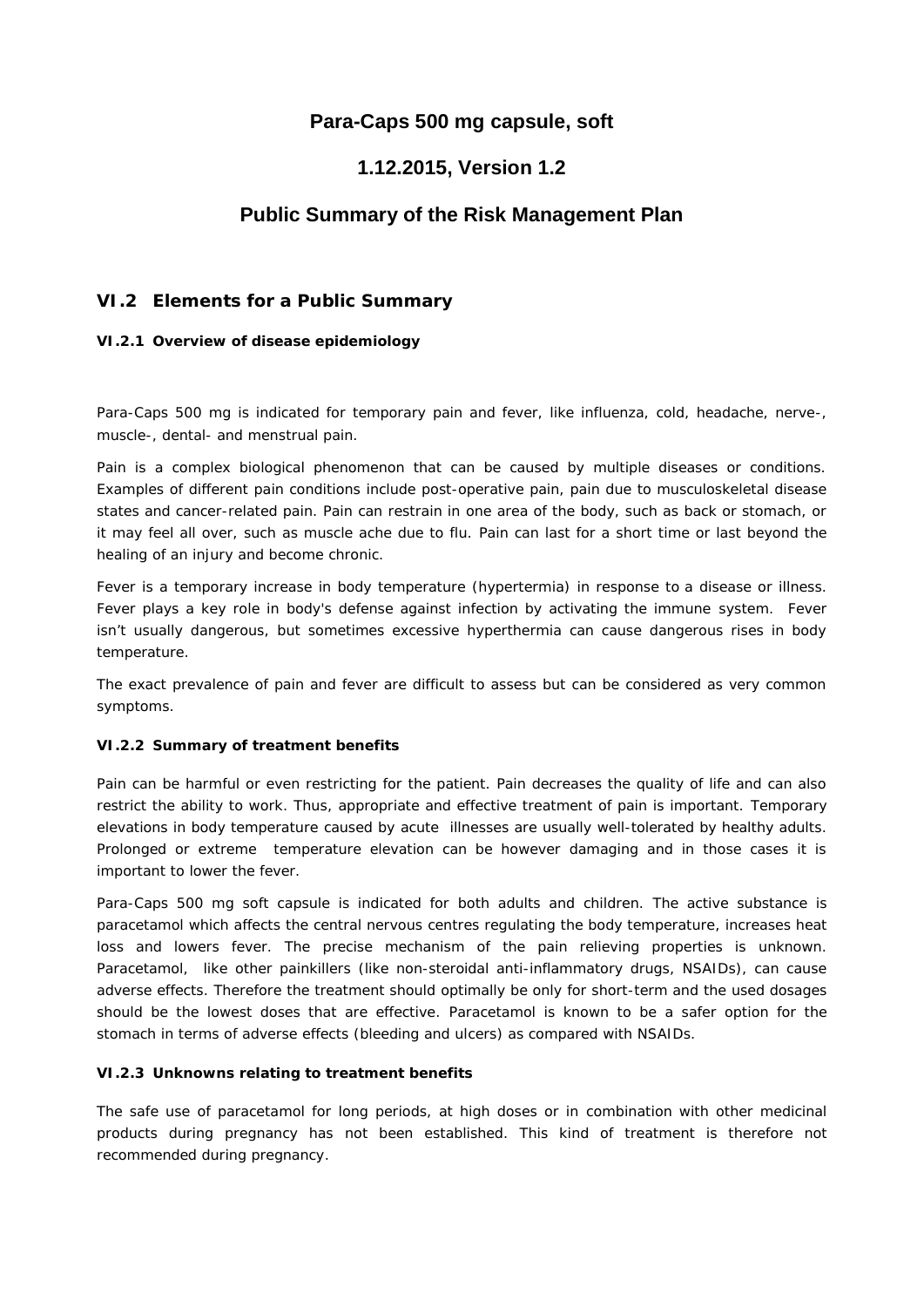# Para-Caps 500 mg capsule, soft

# 1.12.2015, Version 1.2

# Public Summary of the Risk Management Plan

## VI.2 Elements for a Public Summary

### VI.2.1 Overview of disease epidemiology

Para-Caps 500 mg is indicated for temporary pain and fever, like influenza, cold, headache, nerve-, muscle-, dental- and menstrual pain.

Pain is a complex biological phenomenon that can be caused by multiple diseases or conditions. Examples of different pain conditions include post-operative pain, pain due to musculoskeletal disease states and cancer-related pain. Pain can restrain in one area of the body, such as back or stomach, or it may feel all over, such as muscle ache due to flu. Pain can last for a short time or last beyond the healing of an injury and become chronic.

Fever is a temporary increase in body temperature (hypertermia) in response to a disease or illness. Fever plays a key role in body's defense against infection by activating the immune system. Fever isn't usually dangerous, but sometimes excessive hyperthermia can cause dangerous rises in body temperature.

The exact prevalence of pain and fever are difficult to assess but can be considered as very common symptoms.

### VI.2.2 Summary of treatment benefits

Pain can be harmful or even restricting for the patient. Pain decreases the quality of life and can also restrict the ability to work. Thus, appropriate and effective treatment of pain is important. Temporary elevations in body temperature caused by acute illnesses are usually well-tolerated by healthy adults. Prolonged or extreme temperature elevation can be however damaging and in those cases it is important to lower the fever.

Para-Caps 500 mg soft capsule is indicated for both adults and children. The active substance is paracetamol which affects the central nervous centres regulating the body temperature, increases heat loss and lowers fever. The precise mechanism of the pain relieving properties is unknown. Paracetamol, like other painkillers (like non-steroidal anti-inflammatory drugs, NSAIDs), can cause adverse effects. Therefore the treatment should optimally be only for short-term and the used dosages should be the lowest doses that are effective. Paracetamol is known to be a safer option for the stomach in terms of adverse effects (bleeding and ulcers) as compared with NSAIDs.

### VI.2.3 Unknowns relating to treatment benefits

The safe use of paracetamol for long periods, at high doses or in combination with other medicinal products during pregnancy has not been established. This kind of treatment is therefore not recommended during pregnancy.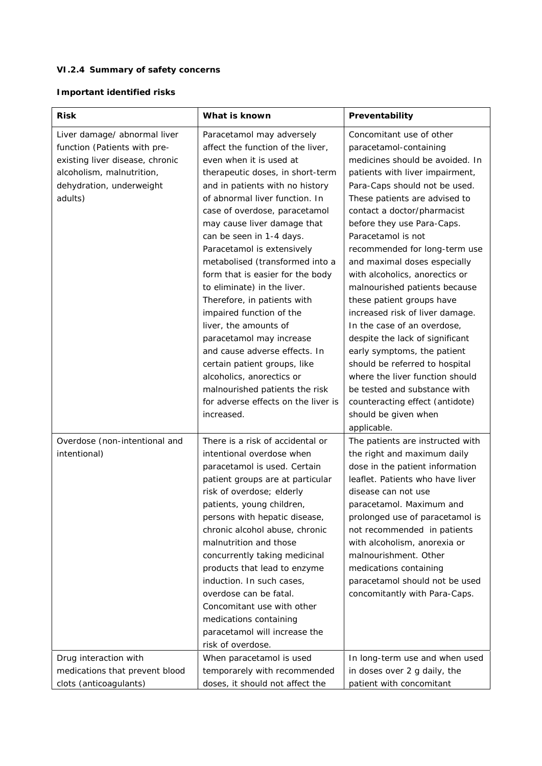### VI.2.4 Summary of safety concerns

**Important identified risks**

| Risk | What is known | Preventability |
|---|---|---|
| Liver damage/ abnormal liver function (Patients with pre-existing liver disease, chronic alcoholism, malnutrition, dehydration, underweight adults) | Paracetamol may adversely affect the function of the liver, even when it is used at therapeutic doses, in short-term and in patients with no history of abnormal liver function. In case of overdose, paracetamol may cause liver damage that can be seen in 1-4 days. Paracetamol is extensively metabolised (transformed into a form that is easier for the body to eliminate) in the liver. Therefore, in patients with impaired function of the liver, the amounts of paracetamol may increase and cause adverse effects. In certain patient groups, like alcoholics, anorectics or malnourished patients the risk for adverse effects on the liver is increased. | Concomitant use of other paracetamol-containing medicines should be avoided. In patients with liver impairment, Para-Caps should not be used. These patients are advised to contact a doctor/pharmacist before they use Para-Caps. Paracetamol is not recommended for long-term use and maximal doses especially with alcoholics, anorectics or malnourished patients because these patient groups have increased risk of liver damage. In the case of an overdose, despite the lack of significant early symptoms, the patient should be referred to hospital where the liver function should be tested and substance with counteracting effect (antidote) should be given when applicable. |
| Overdose (non-intentional and intentional) | There is a risk of accidental or intentional overdose when paracetamol is used. Certain patient groups are at particular risk of overdose; elderly patients, young children, persons with hepatic disease, chronic alcohol abuse, chronic malnutrition and those concurrently taking medicinal products that lead to enzyme induction. In such cases, overdose can be fatal. Concomitant use with other medications containing paracetamol will increase the risk of overdose. | The patients are instructed with the right and maximum daily dose in the patient information leaflet. Patients who have liver disease can not use paracetamol. Maximum and prolonged use of paracetamol is not recommended in patients with alcoholism, anorexia or malnourishment. Other medications containing paracetamol should not be used concomitantly with Para-Caps. |
| Drug interaction with medications that prevent blood clots (anticoagulants) | When paracetamol is used temporarely with recommended doses, it should not affect the | In long-term use and when used in doses over 2 g daily, the patient with concomitant |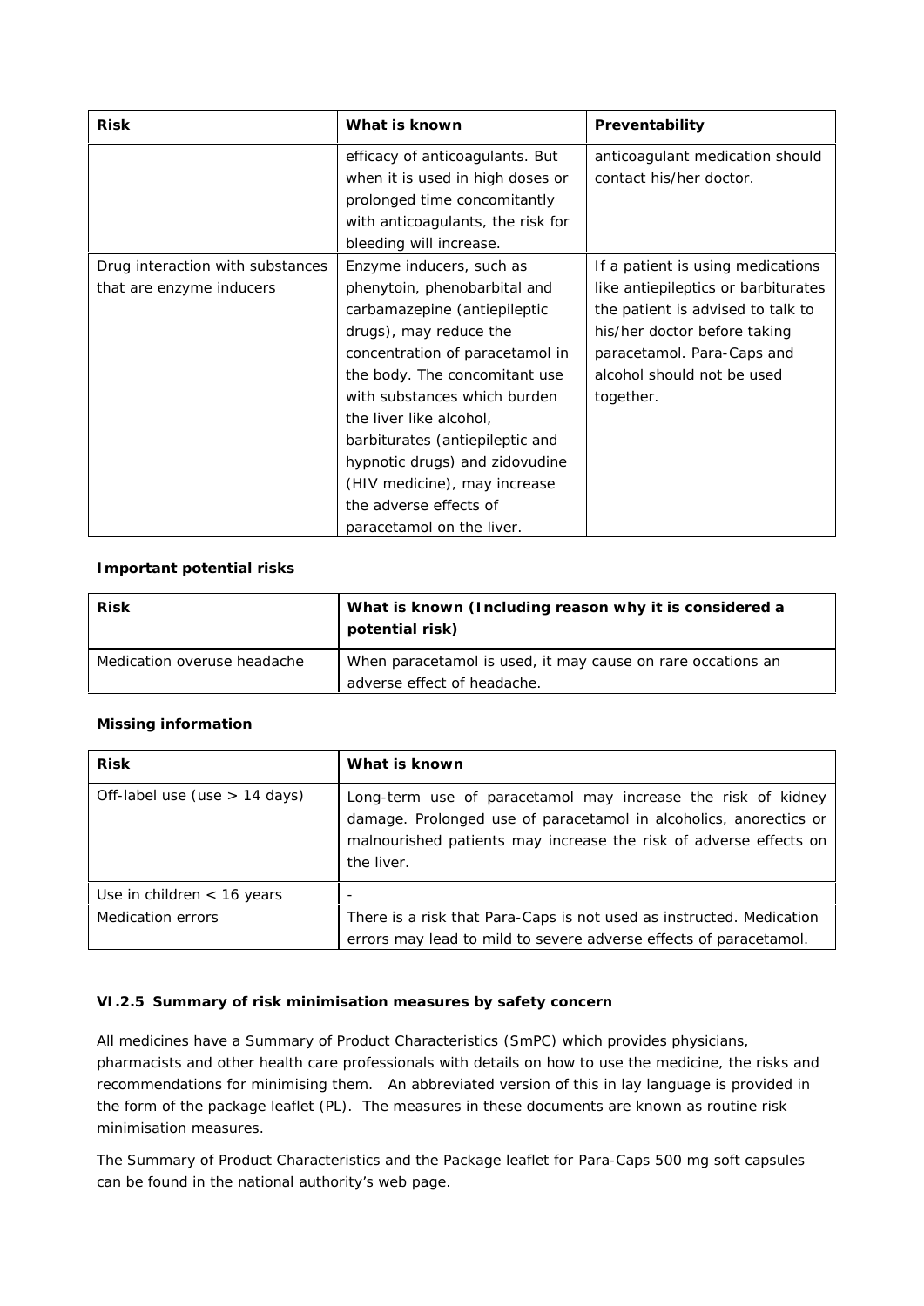| Risk | What is known | Preventability |
|---|---|---|
| | efficacy of anticoagulants. But when it is used in high doses or prolonged time concomitantly with anticoagulants, the risk for bleeding will increase. | anticoagulant medication should contact his/her doctor. |
| Drug interaction with substances that are enzyme inducers | Enzyme inducers, such as phenytoin, phenobarbital and carbamazepine (antiepileptic drugs), may reduce the concentration of paracetamol in the body. The concomitant use with substances which burden the liver like alcohol, barbiturates (antiepileptic and hypnotic drugs) and zidovudine (HIV medicine), may increase the adverse effects of paracetamol on the liver. | If a patient is using medications like antiepileptics or barbiturates the patient is advised to talk to his/her doctor before taking paracetamol. Para-Caps and alcohol should not be used together. |

**Important potential risks**

| Risk | What is known (Including reason why it is considered a potential risk) |
|---|---|
| Medication overuse headache | When paracetamol is used, it may cause on rare occations an adverse effect of headache. |

**Missing information**

| Risk | What is known |
|---|---|
| Off-label use (use > 14 days) | Long-term use of paracetamol may increase the risk of kidney damage. Prolonged use of paracetamol in alcoholics, anorectics or malnourished patients may increase the risk of adverse effects on the liver. |
| Use in children < 16 years | - |
| Medication errors | There is a risk that Para-Caps is not used as instructed. Medication errors may lead to mild to severe adverse effects of paracetamol. |

### VI.2.5 Summary of risk minimisation measures by safety concern

All medicines have a Summary of Product Characteristics (SmPC) which provides physicians, pharmacists and other health care professionals with details on how to use the medicine, the risks and recommendations for minimising them. An abbreviated version of this in lay language is provided in the form of the package leaflet (PL). The measures in these documents are known as routine risk minimisation measures.

The Summary of Product Characteristics and the Package leaflet for Para-Caps 500 mg soft capsules can be found in the national authority's web page.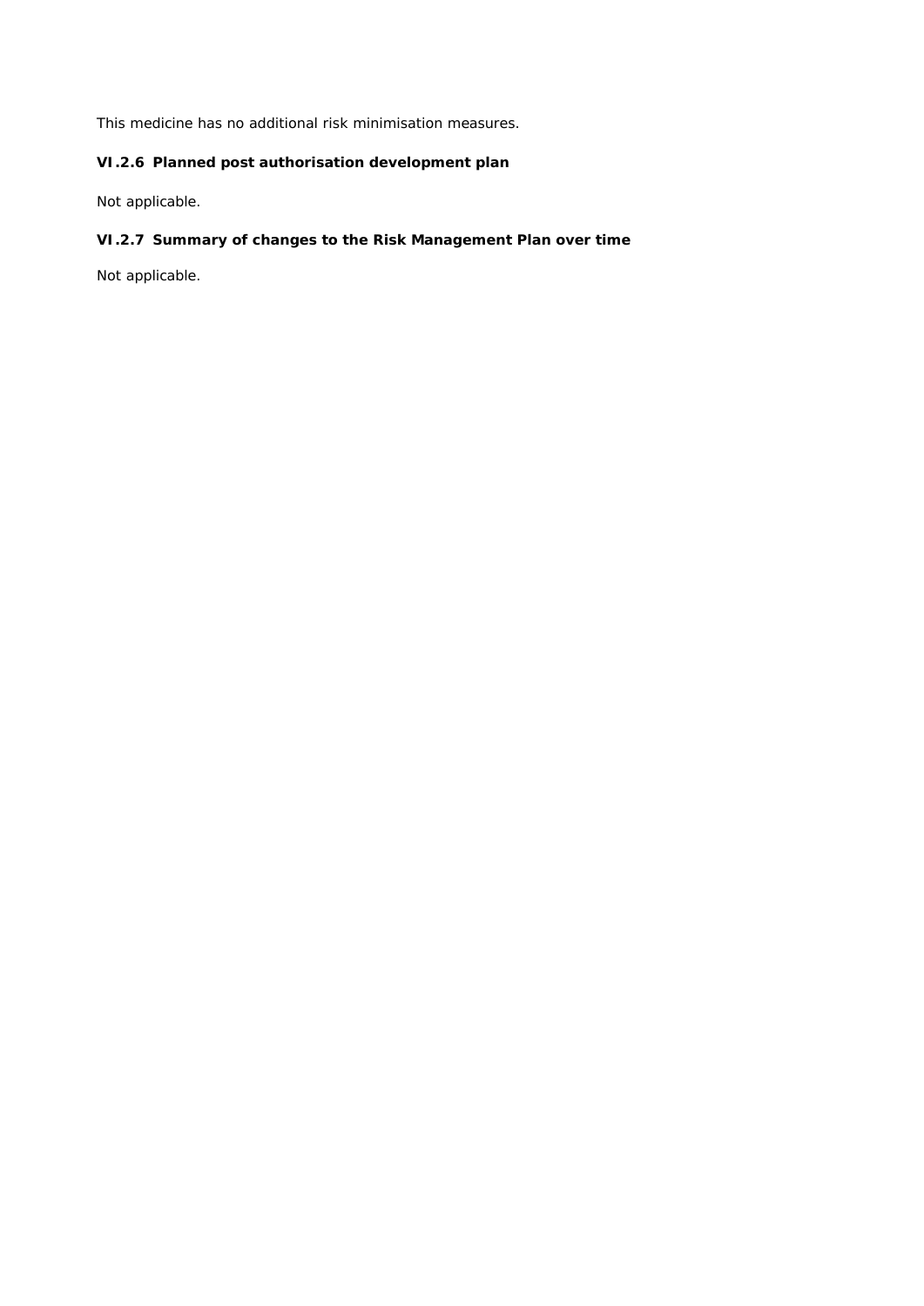This medicine has no additional risk minimisation measures.

### VI.2.6 Planned post authorisation development plan

Not applicable.

### VI.2.7 Summary of changes to the Risk Management Plan over time

Not applicable.